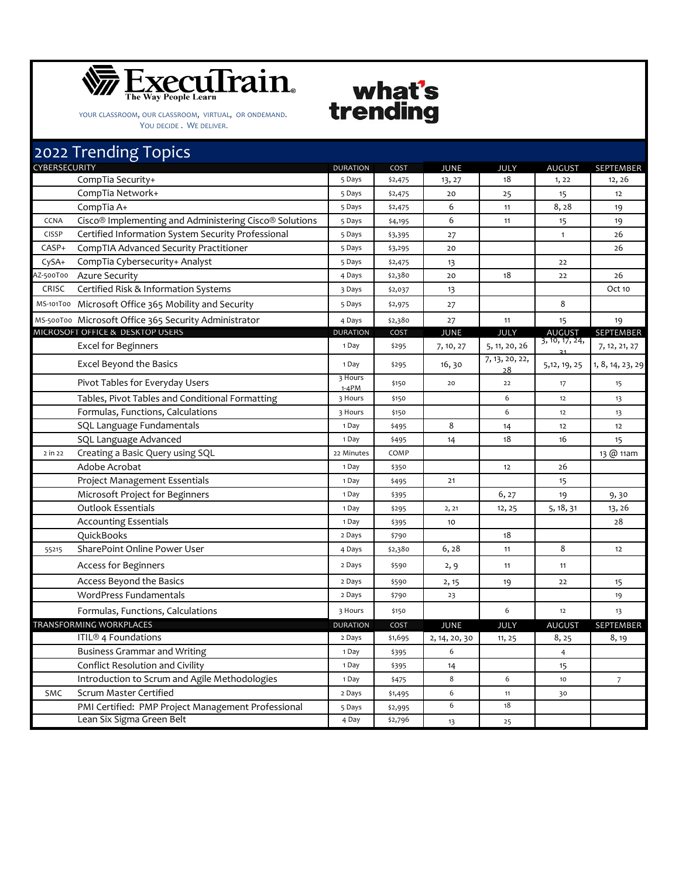ExecuTrain® The Way People Learn

YOUR CLASSROOM, OUR CLASSROOM, VIRTUAL, OR ONDEMAND.
YOU DECIDE. WE DELIVER.

**what's trending**

# 2022 Trending Topics

| CYBERSECURITY | | DURATION | COST | JUNE | JULY | AUGUST | SEPTEMBER |
|---|---|---|---|---|---|---|---|
| | CompTia Security+ | 5 Days | $2,475 | 13, 27 | 18 | 1, 22 | 12, 26 |
| | CompTia Network+ | 5 Days | $2,475 | 20 | 25 | 15 | 12 |
| | CompTia A+ | 5 Days | $2,475 | 6 | 11 | 8, 28 | 19 |
| CCNA | Cisco® Implementing and Administering Cisco® Solutions | 5 Days | $4,195 | 6 | 11 | 15 | 19 |
| CISSP | Certified Information System Security Professional | 5 Days | $3,395 | 27 | | 1 | 26 |
| CASP+ | CompTIA Advanced Security Practitioner | 5 Days | $3,295 | 20 | | | 26 |
| CySA+ | CompTia Cybersecurity+ Analyst | 5 Days | $2,475 | 13 | | 22 | |
| AZ-500T00 | Azure Security | 4 Days | $2,380 | 20 | 18 | 22 | 26 |
| CRISC | Certified Risk & Information Systems | 3 Days | $2,037 | 13 | | | Oct 10 |
| MS-101T00 | Microsoft Office 365 Mobility and Security | 5 Days | $2,975 | 27 | | 8 | |
| MS-500T00 | Microsoft Office 365 Security Administrator | 4 Days | $2,380 | 27 | 11 | 15 | 19 |
| **MICROSOFT OFFICE & DESKTOP USERS** | | **DURATION** | **COST** | **JUNE** | **JULY** | **AUGUST** | **SEPTEMBER** |
| | Excel for Beginners | 1 Day | $295 | 7, 10, 27 | 5, 11, 20, 26 | 3, 10, 17, 24, 31 | 7, 12, 21, 27 |
| | Excel Beyond the Basics | 1 Day | $295 | 16, 30 | 7, 13, 20, 22, 28 | 5,12, 19, 25 | 1, 8, 14, 23, 29 |
| | Pivot Tables for Everyday Users | 3 Hours 1-4PM | $150 | 20 | 22 | 17 | 15 |
| | Tables, Pivot Tables and Conditional Formatting | 3 Hours | $150 | | 6 | 12 | 13 |
| | Formulas, Functions, Calculations | 3 Hours | $150 | | 6 | 12 | 13 |
| | SQL Language Fundamentals | 1 Day | $495 | 8 | 14 | 12 | 12 |
| | SQL Language Advanced | 1 Day | $495 | 14 | 18 | 16 | 15 |
| 2 in 22 | Creating a Basic Query using SQL | 22 Minutes | COMP | | | | 13 @ 11am |
| | Adobe Acrobat | 1 Day | $350 | | 12 | 26 | |
| | Project Management Essentials | 1 Day | $495 | 21 | | 15 | |
| | Microsoft Project for Beginners | 1 Day | $395 | | 6, 27 | 19 | 9, 30 |
| | Outlook Essentials | 1 Day | $295 | 2, 21 | 12, 25 | 5, 18, 31 | 13, 26 |
| | Accounting Essentials | 1 Day | $395 | 10 | | | 28 |
| | QuickBooks | 2 Days | $790 | | 18 | | |
| 55215 | SharePoint Online Power User | 4 Days | $2,380 | 6, 28 | 11 | 8 | 12 |
| | Access for Beginners | 2 Days | $590 | 2, 9 | 11 | 11 | |
| | Access Beyond the Basics | 2 Days | $590 | 2, 15 | 19 | 22 | 15 |
| | WordPress Fundamentals | 2 Days | $790 | 23 | | | 19 |
| | Formulas, Functions, Calculations | 3 Hours | $150 | | 6 | 12 | 13 |
| **TRANSFORMING WORKPLACES** | | **DURATION** | **COST** | **JUNE** | **JULY** | **AUGUST** | **SEPTEMBER** |
| | ITIL® 4 Foundations | 2 Days | $1,695 | 2, 14, 20, 30 | 11, 25 | 8, 25 | 8, 19 |
| | Business Grammar and Writing | 1 Day | $395 | 6 | | 4 | |
| | Conflict Resolution and Civility | 1 Day | $395 | 14 | | 15 | |
| | Introduction to Scrum and Agile Methodologies | 1 Day | $475 | 8 | 6 | 10 | 7 |
| SMC | Scrum Master Certified | 2 Days | $1,495 | 6 | 11 | 30 | |
| | PMI Certified: PMP Project Management Professional | 5 Days | $2,995 | 6 | 18 | | |
| | Lean Six Sigma Green Belt | 4 Day | $2,796 | 13 | 25 | | |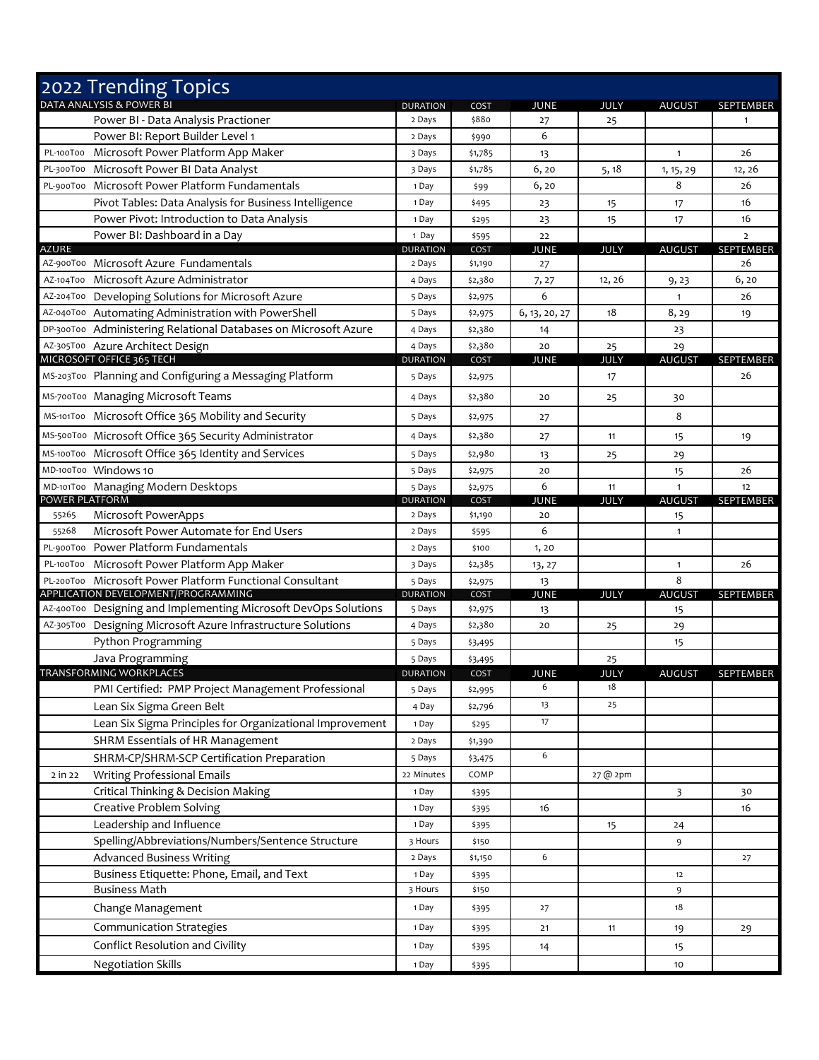# 2022 Trending Topics

| DATA ANALYSIS & POWER BI | | DURATION | COST | JUNE | JULY | AUGUST | SEPTEMBER |
|---|---|---|---|---|---|---|---|
| | Power BI - Data Analysis Practioner | 2 Days | $880 | 27 | 25 | | 1 |
| | Power BI: Report Builder Level 1 | 2 Days | $990 | 6 | | | |
| PL-100T00 | Microsoft Power Platform App Maker | 3 Days | $1,785 | 13 | | 1 | 26 |
| PL-300T00 | Microsoft Power BI Data Analyst | 3 Days | $1,785 | 6, 20 | 5, 18 | 1, 15, 29 | 12, 26 |
| PL-900T00 | Microsoft Power Platform Fundamentals | 1 Day | $99 | 6, 20 | | 8 | 26 |
| | Pivot Tables: Data Analysis for Business Intelligence | 1 Day | $495 | 23 | 15 | 17 | 16 |
| | Power Pivot: Introduction to Data Analysis | 1 Day | $295 | 23 | 15 | 17 | 16 |
| | Power BI: Dashboard in a Day | 1 Day | $595 | 22 | | | 2 |
| **AZURE** | | **DURATION** | **COST** | **JUNE** | **JULY** | **AUGUST** | **SEPTEMBER** |
| AZ-900T00 | Microsoft Azure Fundamentals | 2 Days | $1,190 | 27 | | | 26 |
| AZ-104T00 | Microsoft Azure Administrator | 4 Days | $2,380 | 7, 27 | 12, 26 | 9, 23 | 6, 20 |
| AZ-204T00 | Developing Solutions for Microsoft Azure | 5 Days | $2,975 | 6 | | 1 | 26 |
| AZ-040T00 | Automating Administration with PowerShell | 5 Days | $2,975 | 6, 13, 20, 27 | 18 | 8, 29 | 19 |
| DP-300T00 | Administering Relational Databases on Microsoft Azure | 4 Days | $2,380 | 14 | | 23 | |
| AZ-305T00 | Azure Architect Design | 4 Days | $2,380 | 20 | 25 | 29 | |
| **MICROSOFT OFFICE 365 TECH** | | **DURATION** | **COST** | **JUNE** | **JULY** | **AUGUST** | **SEPTEMBER** |
| MS-203T00 | Planning and Configuring a Messaging Platform | 5 Days | $2,975 | | 17 | | 26 |
| MS-700T00 | Managing Microsoft Teams | 4 Days | $2,380 | 20 | 25 | 30 | |
| MS-101T00 | Microsoft Office 365 Mobility and Security | 5 Days | $2,975 | 27 | | 8 | |
| MS-500T00 | Microsoft Office 365 Security Administrator | 4 Days | $2,380 | 27 | 11 | 15 | 19 |
| MS-100T00 | Microsoft Office 365 Identity and Services | 5 Days | $2,980 | 13 | 25 | 29 | |
| MD-100T00 | Windows 10 | 5 Days | $2,975 | 20 | | 15 | 26 |
| MD-101T00 | Managing Modern Desktops | 5 Days | $2,975 | 6 | 11 | 1 | 12 |
| **POWER PLATFORM** | | **DURATION** | **COST** | **JUNE** | **JULY** | **AUGUST** | **SEPTEMBER** |
| 55265 | Microsoft PowerApps | 2 Days | $1,190 | 20 | | 15 | |
| 55268 | Microsoft Power Automate for End Users | 2 Days | $595 | 6 | | 1 | |
| PL-900T00 | Power Platform Fundamentals | 2 Days | $100 | 1, 20 | | | |
| PL-100T00 | Microsoft Power Platform App Maker | 3 Days | $2,385 | 13, 27 | | 1 | 26 |
| PL-200T00 | Microsoft Power Platform Functional Consultant | 5 Days | $2,975 | 13 | | 8 | |
| **APPLICATION DEVELOPMENT/PROGRAMMING** | | **DURATION** | **COST** | **JUNE** | **JULY** | **AUGUST** | **SEPTEMBER** |
| AZ-400T00 | Designing and Implementing Microsoft DevOps Solutions | 5 Days | $2,975 | 13 | | 15 | |
| AZ-305T00 | Designing Microsoft Azure Infrastructure Solutions | 4 Days | $2,380 | 20 | 25 | 29 | |
| | Python Programming | 5 Days | $3,495 | | | 15 | |
| | Java Programming | 5 Days | $3,495 | | 25 | | |
| **TRANSFORMING WORKPLACES** | | **DURATION** | **COST** | **JUNE** | **JULY** | **AUGUST** | **SEPTEMBER** |
| | PMI Certified: PMP Project Management Professional | 5 Days | $2,995 | 6 | 18 | | |
| | Lean Six Sigma Green Belt | 4 Day | $2,796 | 13 | 25 | | |
| | Lean Six Sigma Principles for Organizational Improvement | 1 Day | $295 | 17 | | | |
| | SHRM Essentials of HR Management | 2 Days | $1,390 | | | | |
| | SHRM-CP/SHRM-SCP Certification Preparation | 5 Days | $3,475 | 6 | | | |
| 2 in 22 | Writing Professional Emails | 22 Minutes | COMP | | 27 @ 2pm | | |
| | Critical Thinking & Decision Making | 1 Day | $395 | | | 3 | 30 |
| | Creative Problem Solving | 1 Day | $395 | 16 | | | 16 |
| | Leadership and Influence | 1 Day | $395 | | 15 | 24 | |
| | Spelling/Abbreviations/Numbers/Sentence Structure | 3 Hours | $150 | | | 9 | |
| | Advanced Business Writing | 2 Days | $1,150 | 6 | | | 27 |
| | Business Etiquette: Phone, Email, and Text | 1 Day | $395 | | | 12 | |
| | Business Math | 3 Hours | $150 | | | 9 | |
| | Change Management | 1 Day | $395 | 27 | | 18 | |
| | Communication Strategies | 1 Day | $395 | 21 | 11 | 19 | 29 |
| | Conflict Resolution and Civility | 1 Day | $395 | 14 | | 15 | |
| | Negotiation Skills | 1 Day | $395 | | | 10 | |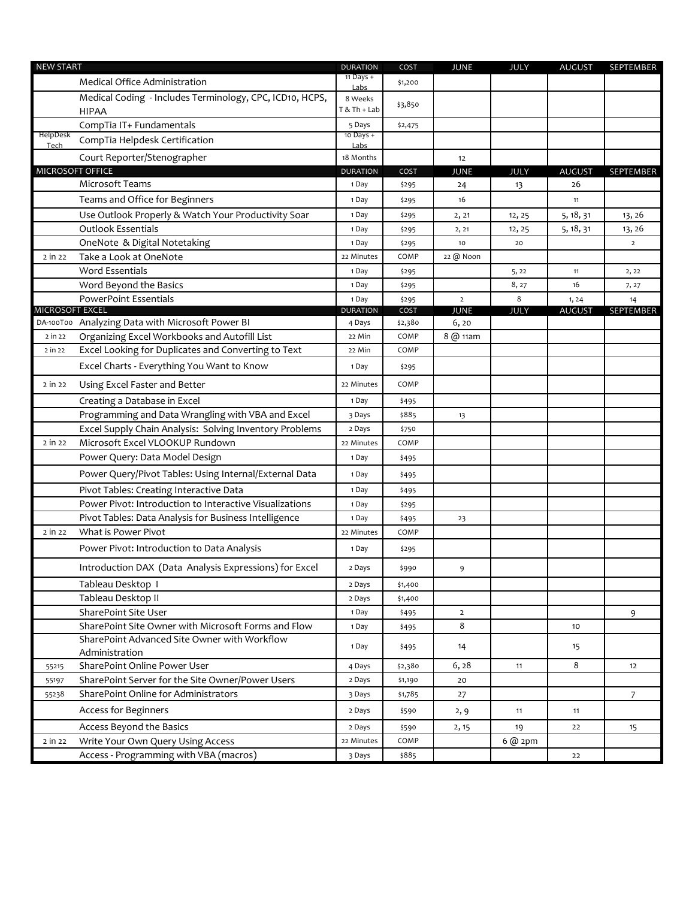| NEW START | | DURATION | COST | JUNE | JULY | AUGUST | SEPTEMBER |
|---|---|---|---|---|---|---|---|
| | Medical Office Administration | 11 Days + Labs | $1,200 | | | | |
| | Medical Coding - Includes Terminology, CPC, ICD10, HCPS, HIPAA | 8 Weeks T & Th + Lab | $3,850 | | | | |
| | CompTia IT+ Fundamentals | 5 Days | $2,475 | | | | |
| HelpDesk Tech | CompTia Helpdesk Certification | 10 Days + Labs | | | | | |
| | Court Reporter/Stenographer | 18 Months | | 12 | | | |
| **MICROSOFT OFFICE** | | **DURATION** | **COST** | **JUNE** | **JULY** | **AUGUST** | **SEPTEMBER** |
| | Microsoft Teams | 1 Day | $295 | 24 | 13 | 26 | |
| | Teams and Office for Beginners | 1 Day | $295 | 16 | | 11 | |
| | Use Outlook Properly & Watch Your Productivity Soar | 1 Day | $295 | 2, 21 | 12, 25 | 5, 18, 31 | 13, 26 |
| | Outlook Essentials | 1 Day | $295 | 2, 21 | 12, 25 | 5, 18, 31 | 13, 26 |
| | OneNote & Digital Notetaking | 1 Day | $295 | 10 | 20 | | 2 |
| 2 in 22 | Take a Look at OneNote | 22 Minutes | COMP | 22 @ Noon | | | |
| | Word Essentials | 1 Day | $295 | | 5, 22 | 11 | 2, 22 |
| | Word Beyond the Basics | 1 Day | $295 | | 8, 27 | 16 | 7, 27 |
| | PowerPoint Essentials | 1 Day | $295 | 2 | 8 | 1, 24 | 14 |
| **MICROSOFT EXCEL** | | **DURATION** | **COST** | **JUNE** | **JULY** | **AUGUST** | **SEPTEMBER** |
| DA-100T00 | Analyzing Data with Microsoft Power BI | 4 Days | $2,380 | 6, 20 | | | |
| 2 in 22 | Organizing Excel Workbooks and Autofill List | 22 Min | COMP | 8 @ 11am | | | |
| 2 in 22 | Excel Looking for Duplicates and Converting to Text | 22 Min | COMP | | | | |
| | Excel Charts - Everything You Want to Know | 1 Day | $295 | | | | |
| 2 in 22 | Using Excel Faster and Better | 22 Minutes | COMP | | | | |
| | Creating a Database in Excel | 1 Day | $495 | | | | |
| | Programming and Data Wrangling with VBA and Excel | 3 Days | $885 | 13 | | | |
| | Excel Supply Chain Analysis: Solving Inventory Problems | 2 Days | $750 | | | | |
| 2 in 22 | Microsoft Excel VLOOKUP Rundown | 22 Minutes | COMP | | | | |
| | Power Query: Data Model Design | 1 Day | $495 | | | | |
| | Power Query/Pivot Tables: Using Internal/External Data | 1 Day | $495 | | | | |
| | Pivot Tables: Creating Interactive Data | 1 Day | $495 | | | | |
| | Power Pivot: Introduction to Interactive Visualizations | 1 Day | $295 | | | | |
| | Pivot Tables: Data Analysis for Business Intelligence | 1 Day | $495 | 23 | | | |
| 2 in 22 | What is Power Pivot | 22 Minutes | COMP | | | | |
| | Power Pivot: Introduction to Data Analysis | 1 Day | $295 | | | | |
| | Introduction DAX (Data Analysis Expressions) for Excel | 2 Days | $990 | 9 | | | |
| | Tableau Desktop I | 2 Days | $1,400 | | | | |
| | Tableau Desktop II | 2 Days | $1,400 | | | | |
| | SharePoint Site User | 1 Day | $495 | 2 | | | 9 |
| | SharePoint Site Owner with Microsoft Forms and Flow | 1 Day | $495 | 8 | | 10 | |
| | SharePoint Advanced Site Owner with Workflow Administration | 1 Day | $495 | 14 | | 15 | |
| 55215 | SharePoint Online Power User | 4 Days | $2,380 | 6, 28 | 11 | 8 | 12 |
| 55197 | SharePoint Server for the Site Owner/Power Users | 2 Days | $1,190 | 20 | | | |
| 55238 | SharePoint Online for Administrators | 3 Days | $1,785 | 27 | | | 7 |
| | Access for Beginners | 2 Days | $590 | 2, 9 | 11 | 11 | |
| | Access Beyond the Basics | 2 Days | $590 | 2, 15 | 19 | 22 | 15 |
| 2 in 22 | Write Your Own Query Using Access | 22 Minutes | COMP | | 6 @ 2pm | | |
| | Access - Programming with VBA (macros) | 3 Days | $885 | | | 22 | |